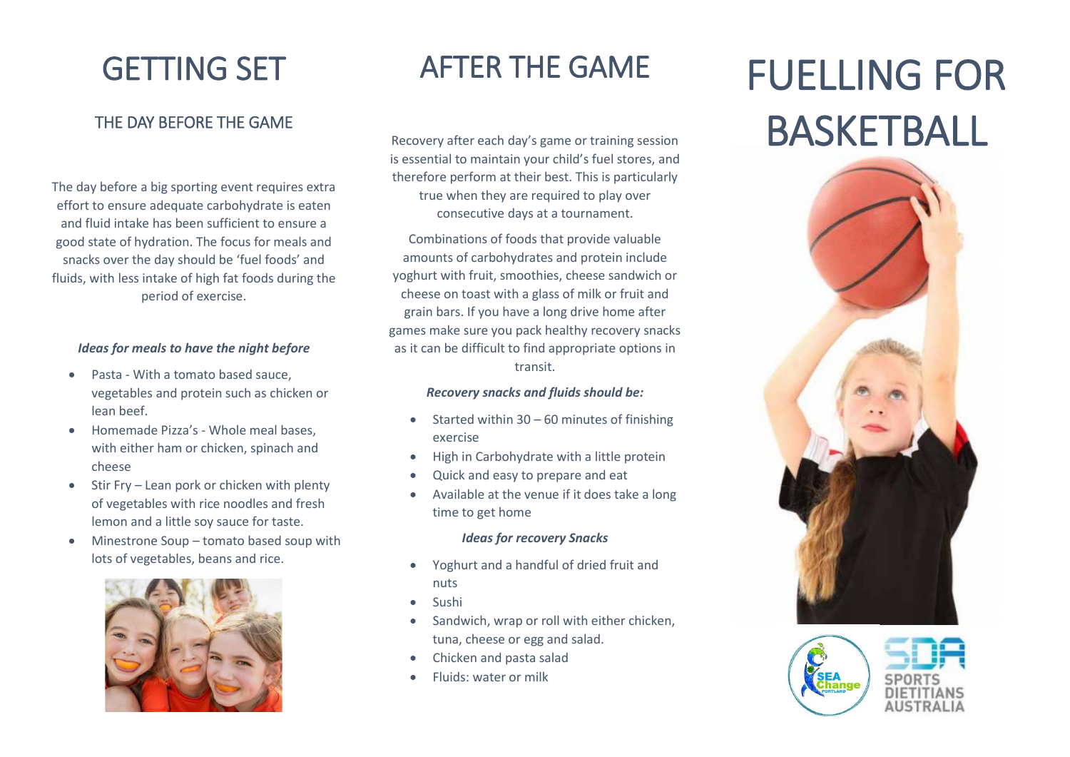# GETTING SET

## THE DAY BEFORE THE GAME

The day before a big sporting event requires extra effort to ensure adequate carbohydrate is eaten and fluid intake has been sufficient to ensure a good state of hydration. The focus for meals and snacks over the day should be 'fuel foods' and fluids, with less intake of high fat foods during the period of exercise.

***Ideas for meals to have the night before***

- Pasta - With a tomato based sauce, vegetables and protein such as chicken or lean beef.
- Homemade Pizza's - Whole meal bases, with either ham or chicken, spinach and cheese
- Stir Fry – Lean pork or chicken with plenty of vegetables with rice noodles and fresh lemon and a little soy sauce for taste.
- Minestrone Soup – tomato based soup with lots of vegetables, beans and rice.

# AFTER THE GAME

Recovery after each day's game or training session is essential to maintain your child's fuel stores, and therefore perform at their best. This is particularly true when they are required to play over consecutive days at a tournament.

Combinations of foods that provide valuable amounts of carbohydrates and protein include yoghurt with fruit, smoothies, cheese sandwich or cheese on toast with a glass of milk or fruit and grain bars. If you have a long drive home after games make sure you pack healthy recovery snacks as it can be difficult to find appropriate options in transit.

***Recovery snacks and fluids should be:***

- Started within 30 – 60 minutes of finishing exercise
- High in Carbohydrate with a little protein
- Quick and easy to prepare and eat
- Available at the venue if it does take a long time to get home

***Ideas for recovery Snacks***

- Yoghurt and a handful of dried fruit and nuts
- Sushi
- Sandwich, wrap or roll with either chicken, tuna, cheese or egg and salad.
- Chicken and pasta salad
- Fluids: water or milk

# FUELLING FOR BASKETBALL

SEA Change PORTLAND

SPORTS DIETITIANS AUSTRALIA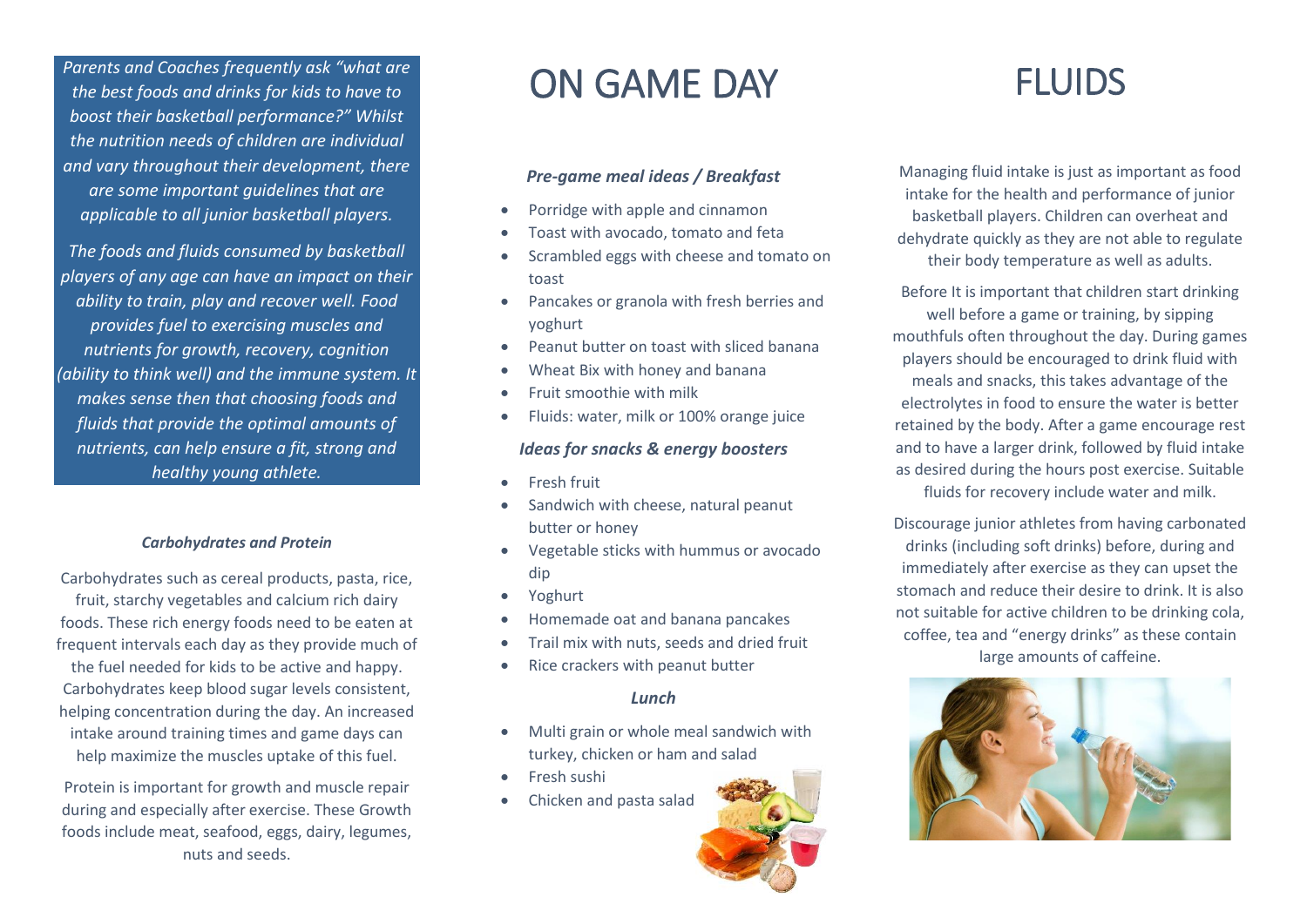*Parents and Coaches frequently ask "what are the best foods and drinks for kids to have to boost their basketball performance?" Whilst the nutrition needs of children are individual and vary throughout their development, there are some important guidelines that are applicable to all junior basketball players.*

*The foods and fluids consumed by basketball players of any age can have an impact on their ability to train, play and recover well. Food provides fuel to exercising muscles and nutrients for growth, recovery, cognition (ability to think well) and the immune system. It makes sense then that choosing foods and fluids that provide the optimal amounts of nutrients, can help ensure a fit, strong and healthy young athlete.*

***Carbohydrates and Protein***

Carbohydrates such as cereal products, pasta, rice, fruit, starchy vegetables and calcium rich dairy foods. These rich energy foods need to be eaten at frequent intervals each day as they provide much of the fuel needed for kids to be active and happy. Carbohydrates keep blood sugar levels consistent, helping concentration during the day. An increased intake around training times and game days can help maximize the muscles uptake of this fuel.

Protein is important for growth and muscle repair during and especially after exercise. These Growth foods include meat, seafood, eggs, dairy, legumes, nuts and seeds.

# ON GAME DAY

***Pre-game meal ideas / Breakfast***

- Porridge with apple and cinnamon
- Toast with avocado, tomato and feta
- Scrambled eggs with cheese and tomato on toast
- Pancakes or granola with fresh berries and yoghurt
- Peanut butter on toast with sliced banana
- Wheat Bix with honey and banana
- Fruit smoothie with milk
- Fluids: water, milk or 100% orange juice

***Ideas for snacks & energy boosters***

- Fresh fruit
- Sandwich with cheese, natural peanut butter or honey
- Vegetable sticks with hummus or avocado dip
- Yoghurt
- Homemade oat and banana pancakes
- Trail mix with nuts, seeds and dried fruit
- Rice crackers with peanut butter

***Lunch***

- Multi grain or whole meal sandwich with turkey, chicken or ham and salad
- Fresh sushi
- Chicken and pasta salad

# FLUIDS

Managing fluid intake is just as important as food intake for the health and performance of junior basketball players. Children can overheat and dehydrate quickly as they are not able to regulate their body temperature as well as adults.

Before It is important that children start drinking well before a game or training, by sipping mouthfuls often throughout the day. During games players should be encouraged to drink fluid with meals and snacks, this takes advantage of the electrolytes in food to ensure the water is better retained by the body. After a game encourage rest and to have a larger drink, followed by fluid intake as desired during the hours post exercise. Suitable fluids for recovery include water and milk.

Discourage junior athletes from having carbonated drinks (including soft drinks) before, during and immediately after exercise as they can upset the stomach and reduce their desire to drink. It is also not suitable for active children to be drinking cola, coffee, tea and "energy drinks" as these contain large amounts of caffeine.